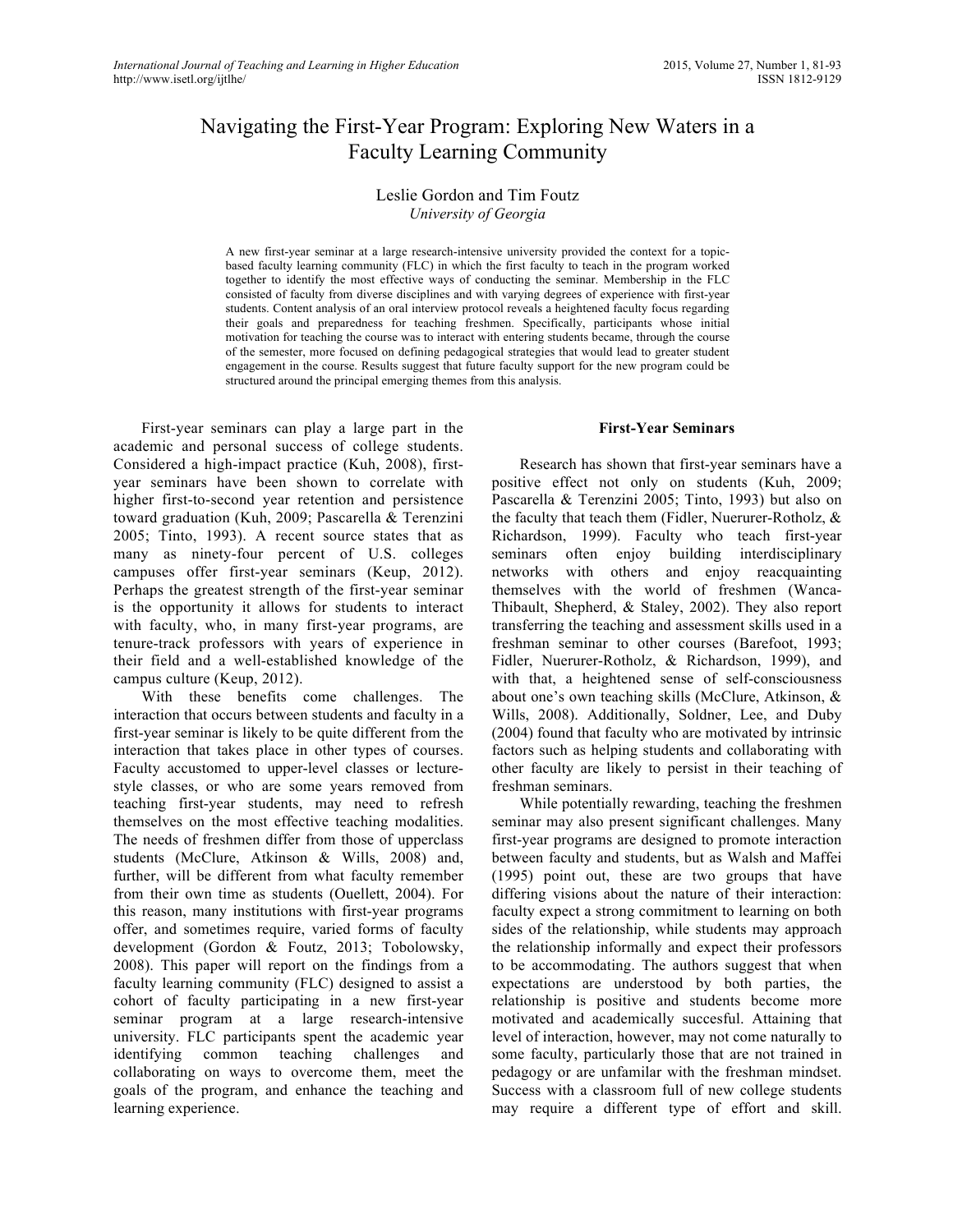# Navigating the First-Year Program: Exploring New Waters in a Faculty Learning Community

Leslie Gordon and Tim Foutz
*University of Georgia*

A new first-year seminar at a large research-intensive university provided the context for a topic-based faculty learning community (FLC) in which the first faculty to teach in the program worked together to identify the most effective ways of conducting the seminar. Membership in the FLC consisted of faculty from diverse disciplines and with varying degrees of experience with first-year students. Content analysis of an oral interview protocol reveals a heightened faculty focus regarding their goals and preparedness for teaching freshmen. Specifically, participants whose initial motivation for teaching the course was to interact with entering students became, through the course of the semester, more focused on defining pedagogical strategies that would lead to greater student engagement in the course. Results suggest that future faculty support for the new program could be structured around the principal emerging themes from this analysis.

First-year seminars can play a large part in the academic and personal success of college students. Considered a high-impact practice (Kuh, 2008), first-year seminars have been shown to correlate with higher first-to-second year retention and persistence toward graduation (Kuh, 2009; Pascarella & Terenzini 2005; Tinto, 1993). A recent source states that as many as ninety-four percent of U.S. colleges campuses offer first-year seminars (Keup, 2012). Perhaps the greatest strength of the first-year seminar is the opportunity it allows for students to interact with faculty, who, in many first-year programs, are tenure-track professors with years of experience in their field and a well-established knowledge of the campus culture (Keup, 2012).

With these benefits come challenges. The interaction that occurs between students and faculty in a first-year seminar is likely to be quite different from the interaction that takes place in other types of courses. Faculty accustomed to upper-level classes or lecture-style classes, or who are some years removed from teaching first-year students, may need to refresh themselves on the most effective teaching modalities. The needs of freshmen differ from those of upperclass students (McClure, Atkinson & Wills, 2008) and, further, will be different from what faculty remember from their own time as students (Ouellett, 2004). For this reason, many institutions with first-year programs offer, and sometimes require, varied forms of faculty development (Gordon & Foutz, 2013; Tobolowsky, 2008). This paper will report on the findings from a faculty learning community (FLC) designed to assist a cohort of faculty participating in a new first-year seminar program at a large research-intensive university. FLC participants spent the academic year identifying common teaching challenges and collaborating on ways to overcome them, meet the goals of the program, and enhance the teaching and learning experience.

## First-Year Seminars

Research has shown that first-year seminars have a positive effect not only on students (Kuh, 2009; Pascarella & Terenzini 2005; Tinto, 1993) but also on the faculty that teach them (Fidler, Nuerurer-Rotholz, & Richardson, 1999). Faculty who teach first-year seminars often enjoy building interdisciplinary networks with others and enjoy reacquainting themselves with the world of freshmen (Wanca-Thibault, Shepherd, & Staley, 2002). They also report transferring the teaching and assessment skills used in a freshman seminar to other courses (Barefoot, 1993; Fidler, Nuerurer-Rotholz, & Richardson, 1999), and with that, a heightened sense of self-consciousness about one's own teaching skills (McClure, Atkinson, & Wills, 2008). Additionally, Soldner, Lee, and Duby (2004) found that faculty who are motivated by intrinsic factors such as helping students and collaborating with other faculty are likely to persist in their teaching of freshman seminars.

While potentially rewarding, teaching the freshmen seminar may also present significant challenges. Many first-year programs are designed to promote interaction between faculty and students, but as Walsh and Maffei (1995) point out, these are two groups that have differing visions about the nature of their interaction: faculty expect a strong commitment to learning on both sides of the relationship, while students may approach the relationship informally and expect their professors to be accommodating. The authors suggest that when expectations are understood by both parties, the relationship is positive and students become more motivated and academically succesful. Attaining that level of interaction, however, may not come naturally to some faculty, particularly those that are not trained in pedagogy or are unfamilar with the freshman mindset. Success with a classroom full of new college students may require a different type of effort and skill.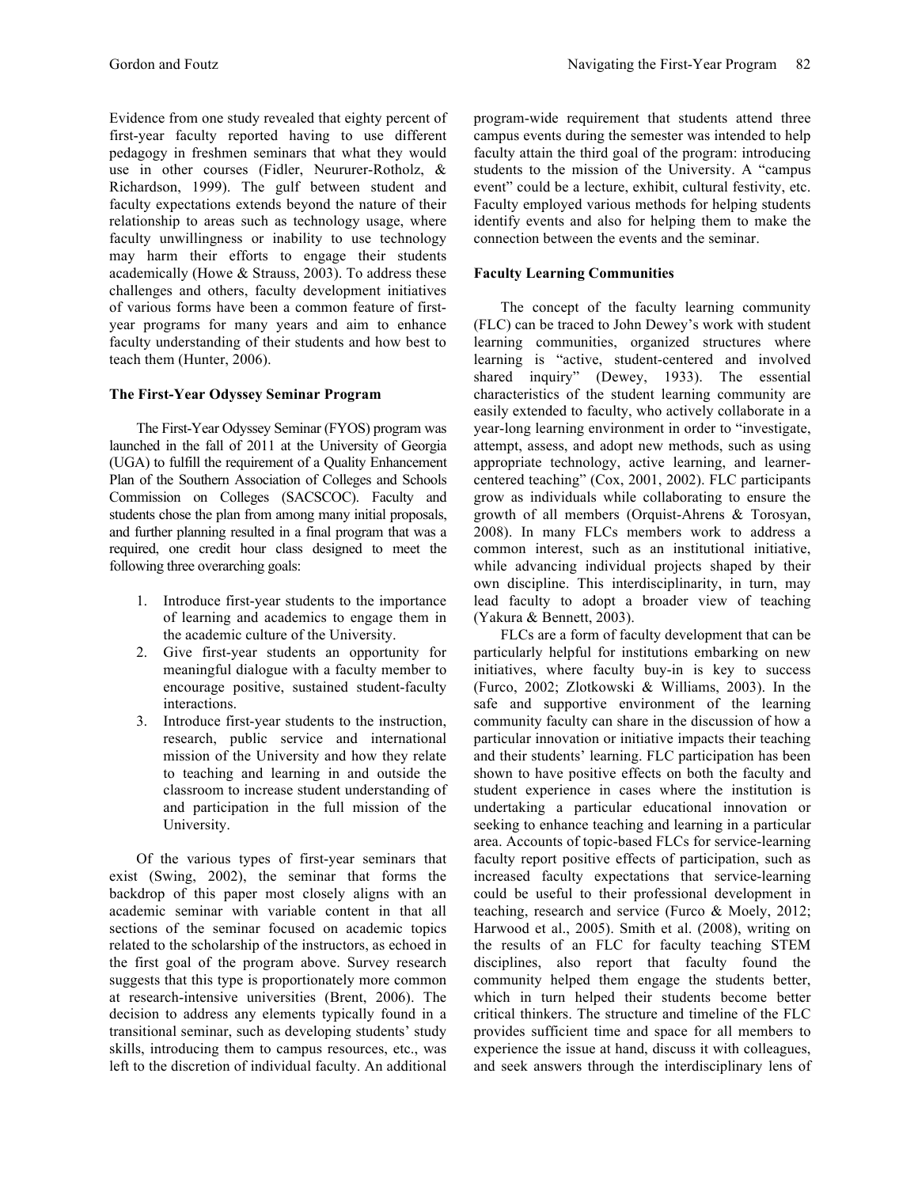Evidence from one study revealed that eighty percent of first-year faculty reported having to use different pedagogy in freshmen seminars that what they would use in other courses (Fidler, Neururer-Rotholz, & Richardson, 1999). The gulf between student and faculty expectations extends beyond the nature of their relationship to areas such as technology usage, where faculty unwillingness or inability to use technology may harm their efforts to engage their students academically (Howe & Strauss, 2003). To address these challenges and others, faculty development initiatives of various forms have been a common feature of first-year programs for many years and aim to enhance faculty understanding of their students and how best to teach them (Hunter, 2006).

### The First-Year Odyssey Seminar Program

The First-Year Odyssey Seminar (FYOS) program was launched in the fall of 2011 at the University of Georgia (UGA) to fulfill the requirement of a Quality Enhancement Plan of the Southern Association of Colleges and Schools Commission on Colleges (SACSCOC). Faculty and students chose the plan from among many initial proposals, and further planning resulted in a final program that was a required, one credit hour class designed to meet the following three overarching goals:

1. Introduce first-year students to the importance of learning and academics to engage them in the academic culture of the University.
2. Give first-year students an opportunity for meaningful dialogue with a faculty member to encourage positive, sustained student-faculty interactions.
3. Introduce first-year students to the instruction, research, public service and international mission of the University and how they relate to teaching and learning in and outside the classroom to increase student understanding of and participation in the full mission of the University.

Of the various types of first-year seminars that exist (Swing, 2002), the seminar that forms the backdrop of this paper most closely aligns with an academic seminar with variable content in that all sections of the seminar focused on academic topics related to the scholarship of the instructors, as echoed in the first goal of the program above. Survey research suggests that this type is proportionately more common at research-intensive universities (Brent, 2006). The decision to address any elements typically found in a transitional seminar, such as developing students' study skills, introducing them to campus resources, etc., was left to the discretion of individual faculty. An additional program-wide requirement that students attend three campus events during the semester was intended to help faculty attain the third goal of the program: introducing students to the mission of the University. A "campus event" could be a lecture, exhibit, cultural festivity, etc. Faculty employed various methods for helping students identify events and also for helping them to make the connection between the events and the seminar.

### Faculty Learning Communities

The concept of the faculty learning community (FLC) can be traced to John Dewey's work with student learning communities, organized structures where learning is "active, student-centered and involved shared inquiry" (Dewey, 1933). The essential characteristics of the student learning community are easily extended to faculty, who actively collaborate in a year-long learning environment in order to "investigate, attempt, assess, and adopt new methods, such as using appropriate technology, active learning, and learner-centered teaching" (Cox, 2001, 2002). FLC participants grow as individuals while collaborating to ensure the growth of all members (Orquist-Ahrens & Torosyan, 2008). In many FLCs members work to address a common interest, such as an institutional initiative, while advancing individual projects shaped by their own discipline. This interdisciplinarity, in turn, may lead faculty to adopt a broader view of teaching (Yakura & Bennett, 2003).

FLCs are a form of faculty development that can be particularly helpful for institutions embarking on new initiatives, where faculty buy-in is key to success (Furco, 2002; Zlotkowski & Williams, 2003). In the safe and supportive environment of the learning community faculty can share in the discussion of how a particular innovation or initiative impacts their teaching and their students' learning. FLC participation has been shown to have positive effects on both the faculty and student experience in cases where the institution is undertaking a particular educational innovation or seeking to enhance teaching and learning in a particular area. Accounts of topic-based FLCs for service-learning faculty report positive effects of participation, such as increased faculty expectations that service-learning could be useful to their professional development in teaching, research and service (Furco & Moely, 2012; Harwood et al., 2005). Smith et al. (2008), writing on the results of an FLC for faculty teaching STEM disciplines, also report that faculty found the community helped them engage the students better, which in turn helped their students become better critical thinkers. The structure and timeline of the FLC provides sufficient time and space for all members to experience the issue at hand, discuss it with colleagues, and seek answers through the interdisciplinary lens of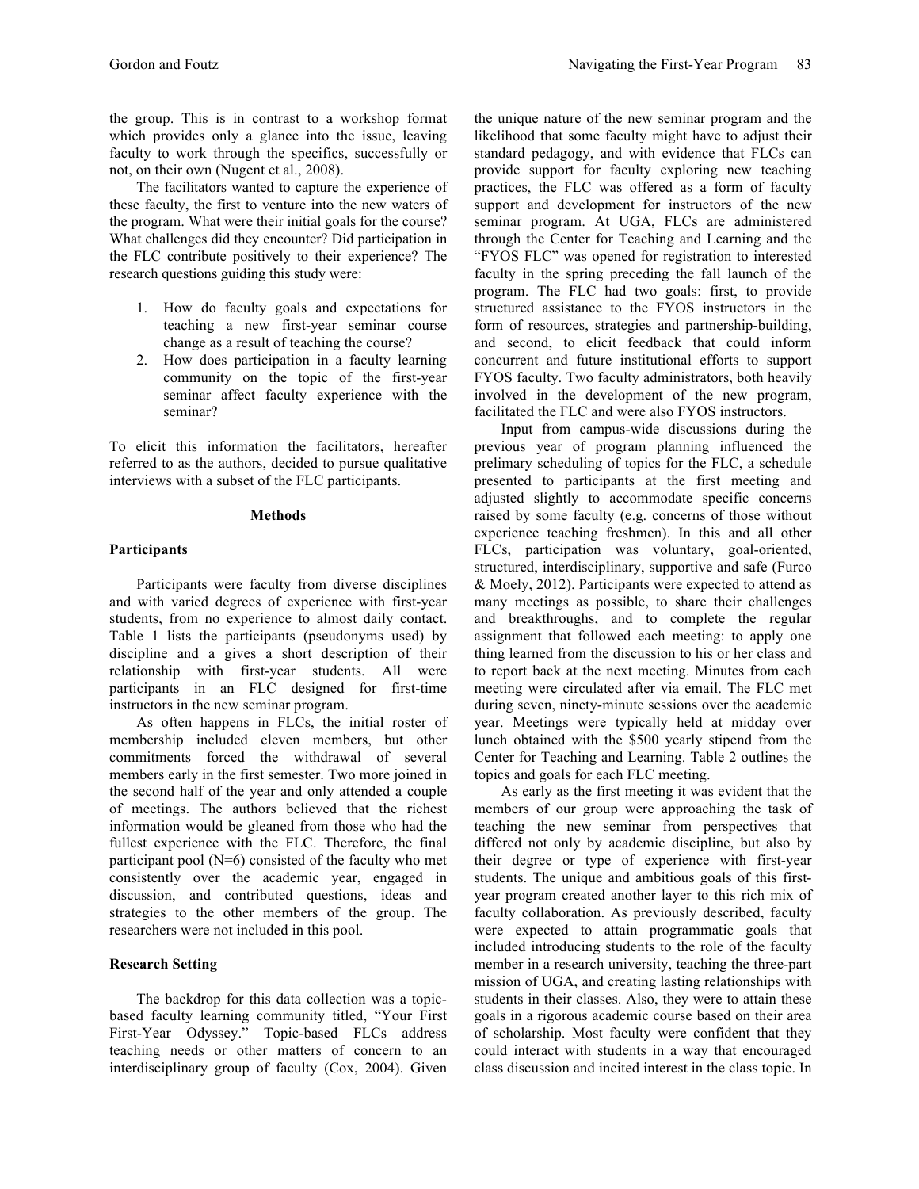the group. This is in contrast to a workshop format which provides only a glance into the issue, leaving faculty to work through the specifics, successfully or not, on their own (Nugent et al., 2008).

The facilitators wanted to capture the experience of these faculty, the first to venture into the new waters of the program. What were their initial goals for the course? What challenges did they encounter? Did participation in the FLC contribute positively to their experience? The research questions guiding this study were:

1. How do faculty goals and expectations for teaching a new first-year seminar course change as a result of teaching the course?
2. How does participation in a faculty learning community on the topic of the first-year seminar affect faculty experience with the seminar?

To elicit this information the facilitators, hereafter referred to as the authors, decided to pursue qualitative interviews with a subset of the FLC participants.

## Methods

### Participants

Participants were faculty from diverse disciplines and with varied degrees of experience with first-year students, from no experience to almost daily contact. Table 1 lists the participants (pseudonyms used) by discipline and a gives a short description of their relationship with first-year students. All were participants in an FLC designed for first-time instructors in the new seminar program.

As often happens in FLCs, the initial roster of membership included eleven members, but other commitments forced the withdrawal of several members early in the first semester. Two more joined in the second half of the year and only attended a couple of meetings. The authors believed that the richest information would be gleaned from those who had the fullest experience with the FLC. Therefore, the final participant pool (N=6) consisted of the faculty who met consistently over the academic year, engaged in discussion, and contributed questions, ideas and strategies to the other members of the group. The researchers were not included in this pool.

### Research Setting

The backdrop for this data collection was a topic-based faculty learning community titled, "Your First First-Year Odyssey." Topic-based FLCs address teaching needs or other matters of concern to an interdisciplinary group of faculty (Cox, 2004). Given the unique nature of the new seminar program and the likelihood that some faculty might have to adjust their standard pedagogy, and with evidence that FLCs can provide support for faculty exploring new teaching practices, the FLC was offered as a form of faculty support and development for instructors of the new seminar program. At UGA, FLCs are administered through the Center for Teaching and Learning and the "FYOS FLC" was opened for registration to interested faculty in the spring preceding the fall launch of the program. The FLC had two goals: first, to provide structured assistance to the FYOS instructors in the form of resources, strategies and partnership-building, and second, to elicit feedback that could inform concurrent and future institutional efforts to support FYOS faculty. Two faculty administrators, both heavily involved in the development of the new program, facilitated the FLC and were also FYOS instructors.

Input from campus-wide discussions during the previous year of program planning influenced the prelimary scheduling of topics for the FLC, a schedule presented to participants at the first meeting and adjusted slightly to accommodate specific concerns raised by some faculty (e.g. concerns of those without experience teaching freshmen). In this and all other FLCs, participation was voluntary, goal-oriented, structured, interdisciplinary, supportive and safe (Furco & Moely, 2012). Participants were expected to attend as many meetings as possible, to share their challenges and breakthroughs, and to complete the regular assignment that followed each meeting: to apply one thing learned from the discussion to his or her class and to report back at the next meeting. Minutes from each meeting were circulated after via email. The FLC met during seven, ninety-minute sessions over the academic year. Meetings were typically held at midday over lunch obtained with the $500 yearly stipend from the Center for Teaching and Learning. Table 2 outlines the topics and goals for each FLC meeting.

As early as the first meeting it was evident that the members of our group were approaching the task of teaching the new seminar from perspectives that differed not only by academic discipline, but also by their degree or type of experience with first-year students. The unique and ambitious goals of this first-year program created another layer to this rich mix of faculty collaboration. As previously described, faculty were expected to attain programmatic goals that included introducing students to the role of the faculty member in a research university, teaching the three-part mission of UGA, and creating lasting relationships with students in their classes. Also, they were to attain these goals in a rigorous academic course based on their area of scholarship. Most faculty were confident that they could interact with students in a way that encouraged class discussion and incited interest in the class topic. In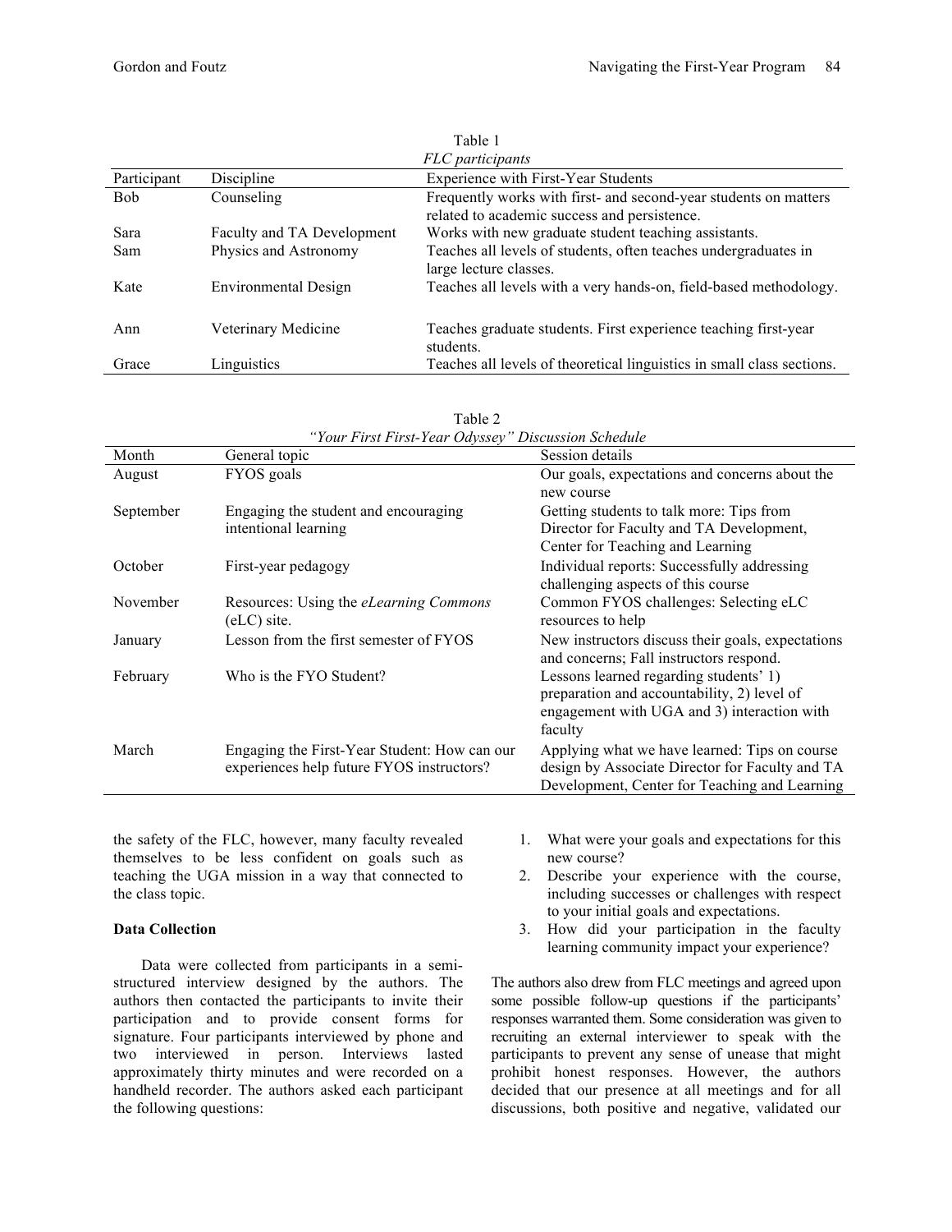Table 1
*FLC participants*

| Participant | Discipline | Experience with First-Year Students |
|---|---|---|
| Bob | Counseling | Frequently works with first- and second-year students on matters related to academic success and persistence. |
| Sara | Faculty and TA Development | Works with new graduate student teaching assistants. |
| Sam | Physics and Astronomy | Teaches all levels of students, often teaches undergraduates in large lecture classes. |
| Kate | Environmental Design | Teaches all levels with a very hands-on, field-based methodology. |
| Ann | Veterinary Medicine | Teaches graduate students. First experience teaching first-year students. |
| Grace | Linguistics | Teaches all levels of theoretical linguistics in small class sections. |

Table 2
*"Your First First-Year Odyssey" Discussion Schedule*

| Month | General topic | Session details |
|---|---|---|
| August | FYOS goals | Our goals, expectations and concerns about the new course |
| September | Engaging the student and encouraging intentional learning | Getting students to talk more: Tips from Director for Faculty and TA Development, Center for Teaching and Learning |
| October | First-year pedagogy | Individual reports: Successfully addressing challenging aspects of this course |
| November | Resources: Using the *eLearning Commons* (eLC) site. | Common FYOS challenges: Selecting eLC resources to help |
| January | Lesson from the first semester of FYOS | New instructors discuss their goals, expectations and concerns; Fall instructors respond. |
| February | Who is the FYO Student? | Lessons learned regarding students' 1) preparation and accountability, 2) level of engagement with UGA and 3) interaction with faculty |
| March | Engaging the First-Year Student: How can our experiences help future FYOS instructors? | Applying what we have learned: Tips on course design by Associate Director for Faculty and TA Development, Center for Teaching and Learning |

the safety of the FLC, however, many faculty revealed themselves to be less confident on goals such as teaching the UGA mission in a way that connected to the class topic.

**Data Collection**

Data were collected from participants in a semi-structured interview designed by the authors. The authors then contacted the participants to invite their participation and to provide consent forms for signature. Four participants interviewed by phone and two interviewed in person. Interviews lasted approximately thirty minutes and were recorded on a handheld recorder. The authors asked each participant the following questions:

1. What were your goals and expectations for this new course?
2. Describe your experience with the course, including successes or challenges with respect to your initial goals and expectations.
3. How did your participation in the faculty learning community impact your experience?

The authors also drew from FLC meetings and agreed upon some possible follow-up questions if the participants' responses warranted them. Some consideration was given to recruiting an external interviewer to speak with the participants to prevent any sense of unease that might prohibit honest responses. However, the authors decided that our presence at all meetings and for all discussions, both positive and negative, validated our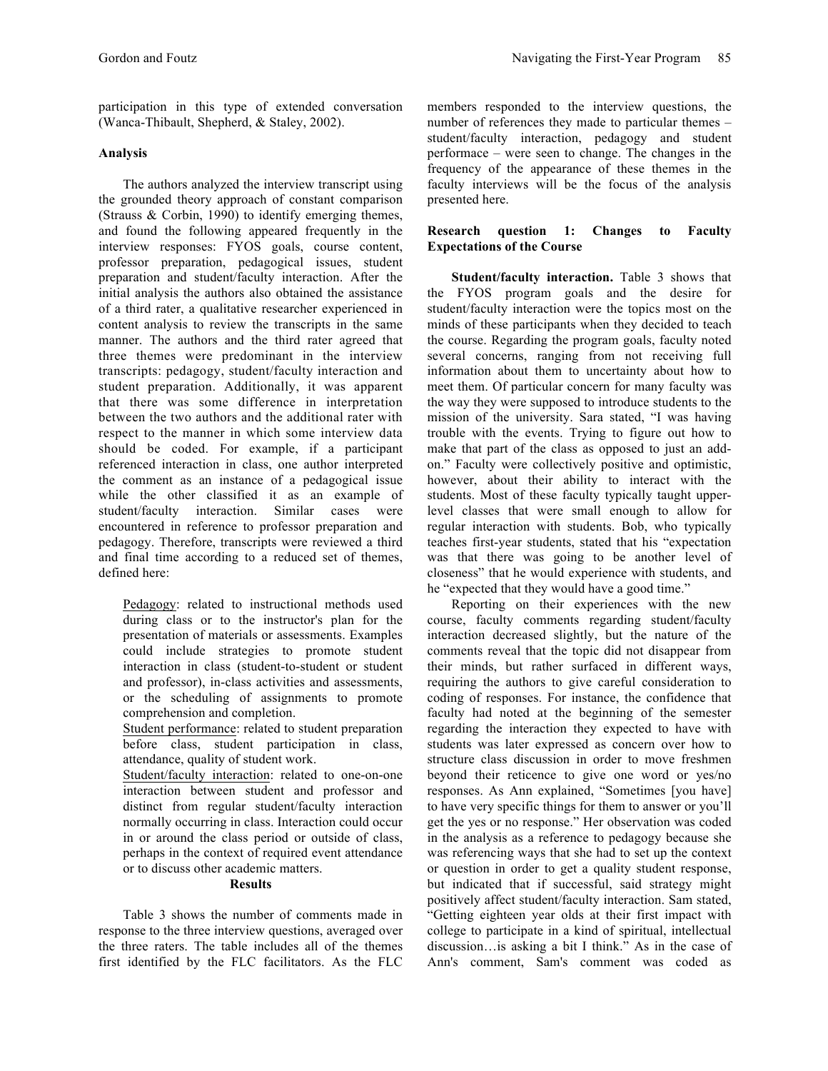participation in this type of extended conversation (Wanca-Thibault, Shepherd, & Staley, 2002).

### Analysis

The authors analyzed the interview transcript using the grounded theory approach of constant comparison (Strauss & Corbin, 1990) to identify emerging themes, and found the following appeared frequently in the interview responses: FYOS goals, course content, professor preparation, pedagogical issues, student preparation and student/faculty interaction. After the initial analysis the authors also obtained the assistance of a third rater, a qualitative researcher experienced in content analysis to review the transcripts in the same manner. The authors and the third rater agreed that three themes were predominant in the interview transcripts: pedagogy, student/faculty interaction and student preparation. Additionally, it was apparent that there was some difference in interpretation between the two authors and the additional rater with respect to the manner in which some interview data should be coded. For example, if a participant referenced interaction in class, one author interpreted the comment as an instance of a pedagogical issue while the other classified it as an example of student/faculty interaction. Similar cases were encountered in reference to professor preparation and pedagogy. Therefore, transcripts were reviewed a third and final time according to a reduced set of themes, defined here:

> Pedagogy: related to instructional methods used during class or to the instructor's plan for the presentation of materials or assessments. Examples could include strategies to promote student interaction in class (student-to-student or student and professor), in-class activities and assessments, or the scheduling of assignments to promote comprehension and completion.
>
> Student performance: related to student preparation before class, student participation in class, attendance, quality of student work.
>
> Student/faculty interaction: related to one-on-one interaction between student and professor and distinct from regular student/faculty interaction normally occurring in class. Interaction could occur in or around the class period or outside of class, perhaps in the context of required event attendance or to discuss other academic matters.

## Results

Table 3 shows the number of comments made in response to the three interview questions, averaged over the three raters. The table includes all of the themes first identified by the FLC facilitators. As the FLC members responded to the interview questions, the number of references they made to particular themes – student/faculty interaction, pedagogy and student performace – were seen to change. The changes in the frequency of the appearance of these themes in the faculty interviews will be the focus of the analysis presented here.

### Research question 1: Changes to Faculty Expectations of the Course

**Student/faculty interaction.** Table 3 shows that the FYOS program goals and the desire for student/faculty interaction were the topics most on the minds of these participants when they decided to teach the course. Regarding the program goals, faculty noted several concerns, ranging from not receiving full information about them to uncertainty about how to meet them. Of particular concern for many faculty was the way they were supposed to introduce students to the mission of the university. Sara stated, "I was having trouble with the events. Trying to figure out how to make that part of the class as opposed to just an add-on." Faculty were collectively positive and optimistic, however, about their ability to interact with the students. Most of these faculty typically taught upper-level classes that were small enough to allow for regular interaction with students. Bob, who typically teaches first-year students, stated that his "expectation was that there was going to be another level of closeness" that he would experience with students, and he "expected that they would have a good time."

Reporting on their experiences with the new course, faculty comments regarding student/faculty interaction decreased slightly, but the nature of the comments reveal that the topic did not disappear from their minds, but rather surfaced in different ways, requiring the authors to give careful consideration to coding of responses. For instance, the confidence that faculty had noted at the beginning of the semester regarding the interaction they expected to have with students was later expressed as concern over how to structure class discussion in order to move freshmen beyond their reticence to give one word or yes/no responses. As Ann explained, "Sometimes [you have] to have very specific things for them to answer or you'll get the yes or no response." Her observation was coded in the analysis as a reference to pedagogy because she was referencing ways that she had to set up the context or question in order to get a quality student response, but indicated that if successful, said strategy might positively affect student/faculty interaction. Sam stated, "Getting eighteen year olds at their first impact with college to participate in a kind of spiritual, intellectual discussion…is asking a bit I think." As in the case of Ann's comment, Sam's comment was coded as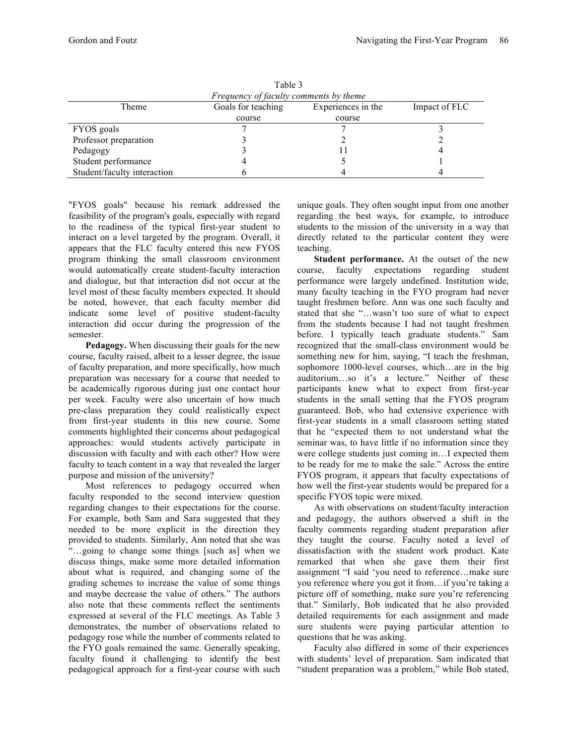Table 3
*Frequency of faculty comments by theme*

| Theme | Goals for teaching course | Experiences in the course | Impact of FLC |
|---|---|---|---|
| FYOS goals | 7 | 7 | 3 |
| Professor preparation | 3 | 2 | 2 |
| Pedagogy | 3 | 11 | 4 |
| Student performance | 4 | 5 | 1 |
| Student/faculty interaction | 6 | 4 | 4 |

"FYOS goals" because his remark addressed the feasibility of the program's goals, especially with regard to the readiness of the typical first-year student to interact on a level targeted by the program. Overall, it appears that the FLC faculty entered this new FYOS program thinking the small classroom environment would automatically create student-faculty interaction and dialogue, but that interaction did not occur at the level most of these faculty members expected. It should be noted, however, that each faculty member did indicate some level of positive student-faculty interaction did occur during the progression of the semester.

**Pedagogy.** When discussing their goals for the new course, faculty raised, albeit to a lesser degree, the issue of faculty preparation, and more specifically, how much preparation was necessary for a course that needed to be academically rigorous during just one contact hour per week. Faculty were also uncertain of how much pre-class preparation they could realistically expect from first-year students in this new course. Some comments highlighted their concerns about pedagogical approaches: would students actively participate in discussion with faculty and with each other? How were faculty to teach content in a way that revealed the larger purpose and mission of the university?

Most references to pedagogy occurred when faculty responded to the second interview question regarding changes to their expectations for the course. For example, both Sam and Sara suggested that they needed to be more explicit in the direction they provided to students. Similarly, Ann noted that she was "…going to change some things [such as] when we discuss things, make some more detailed information about what is required, and changing some of the grading schemes to increase the value of some things and maybe decrease the value of others." The authors also note that these comments reflect the sentiments expressed at several of the FLC meetings. As Table 3 demonstrates, the number of observations related to pedagogy rose while the number of comments related to the FYO goals remained the same. Generally speaking, faculty found it challenging to identify the best pedagogical approach for a first-year course with such unique goals. They often sought input from one another regarding the best ways, for example, to introduce students to the mission of the university in a way that directly related to the particular content they were teaching.

**Student performance.** At the outset of the new course, faculty expectations regarding student performance were largely undefined. Institution wide, many faculty teaching in the FYO program had never taught freshmen before. Ann was one such faculty and stated that she "…wasn't too sure of what to expect from the students because I had not taught freshmen before. I typically teach graduate students." Sam recognized that the small-class environment would be something new for him, saying, "I teach the freshman, sophomore 1000-level courses, which…are in the big auditorium…so it's a lecture." Neither of these participants knew what to expect from first-year students in the small setting that the FYOS program guaranteed. Bob, who had extensive experience with first-year students in a small classroom setting stated that he "expected them to not understand what the seminar was, to have little if no information since they were college students just coming in…I expected them to be ready for me to make the sale." Across the entire FYOS program, it appears that faculty expectations of how well the first-year students would be prepared for a specific FYOS topic were mixed.

As with observations on student/faculty interaction and pedagogy, the authors observed a shift in the faculty comments regarding student preparation after they taught the course. Faculty noted a level of dissatisfaction with the student work product. Kate remarked that when she gave them their first assignment "I said 'you need to reference…make sure you reference where you got it from…if you're taking a picture off of something, make sure you're referencing that." Similarly, Bob indicated that he also provided detailed requirements for each assignment and made sure students were paying particular attention to questions that he was asking.

Faculty also differed in some of their experiences with students' level of preparation. Sam indicated that "student preparation was a problem," while Bob stated,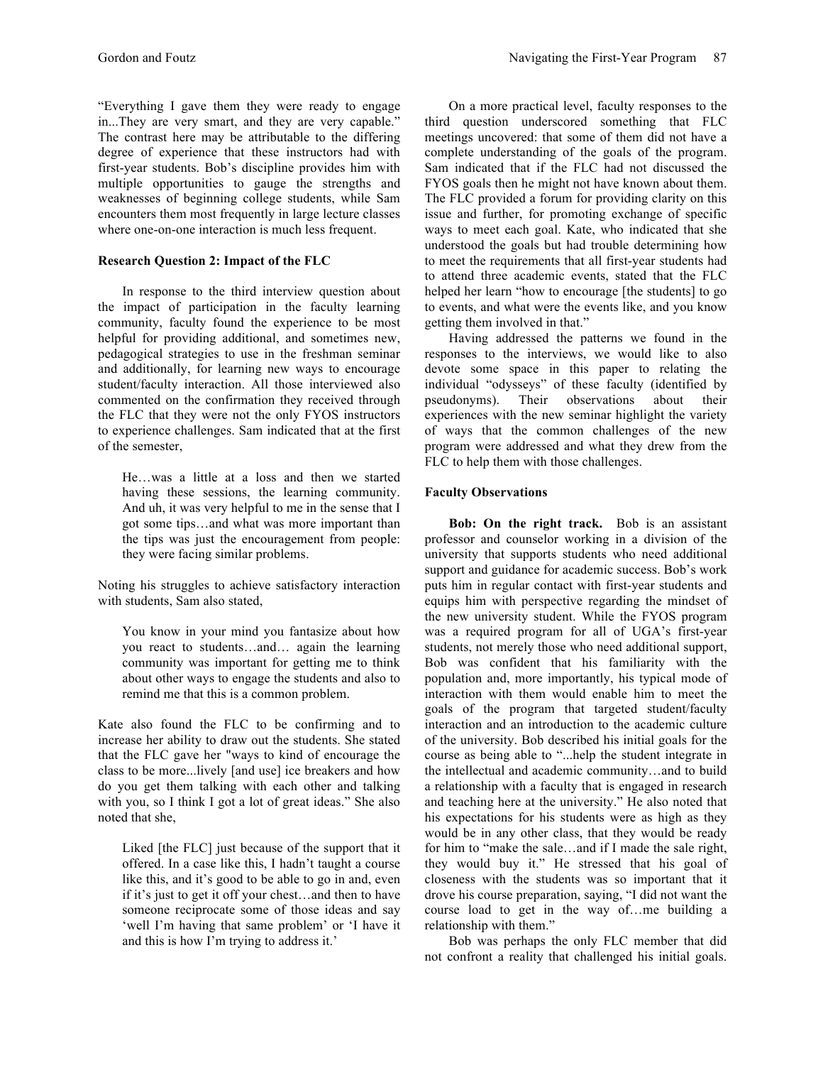"Everything I gave them they were ready to engage in...They are very smart, and they are very capable." The contrast here may be attributable to the differing degree of experience that these instructors had with first-year students. Bob's discipline provides him with multiple opportunities to gauge the strengths and weaknesses of beginning college students, while Sam encounters them most frequently in large lecture classes where one-on-one interaction is much less frequent.

### Research Question 2: Impact of the FLC

In response to the third interview question about the impact of participation in the faculty learning community, faculty found the experience to be most helpful for providing additional, and sometimes new, pedagogical strategies to use in the freshman seminar and additionally, for learning new ways to encourage student/faculty interaction. All those interviewed also commented on the confirmation they received through the FLC that they were not the only FYOS instructors to experience challenges. Sam indicated that at the first of the semester,

> He…was a little at a loss and then we started having these sessions, the learning community. And uh, it was very helpful to me in the sense that I got some tips…and what was more important than the tips was just the encouragement from people: they were facing similar problems.

Noting his struggles to achieve satisfactory interaction with students, Sam also stated,

> You know in your mind you fantasize about how you react to students…and… again the learning community was important for getting me to think about other ways to engage the students and also to remind me that this is a common problem.

Kate also found the FLC to be confirming and to increase her ability to draw out the students. She stated that the FLC gave her "ways to kind of encourage the class to be more...lively [and use] ice breakers and how do you get them talking with each other and talking with you, so I think I got a lot of great ideas." She also noted that she,

> Liked [the FLC] just because of the support that it offered. In a case like this, I hadn't taught a course like this, and it's good to be able to go in and, even if it's just to get it off your chest…and then to have someone reciprocate some of those ideas and say 'well I'm having that same problem' or 'I have it and this is how I'm trying to address it.'

On a more practical level, faculty responses to the third question underscored something that FLC meetings uncovered: that some of them did not have a complete understanding of the goals of the program. Sam indicated that if the FLC had not discussed the FYOS goals then he might not have known about them. The FLC provided a forum for providing clarity on this issue and further, for promoting exchange of specific ways to meet each goal. Kate, who indicated that she understood the goals but had trouble determining how to meet the requirements that all first-year students had to attend three academic events, stated that the FLC helped her learn "how to encourage [the students] to go to events, and what were the events like, and you know getting them involved in that."

Having addressed the patterns we found in the responses to the interviews, we would like to also devote some space in this paper to relating the individual "odysseys" of these faculty (identified by pseudonyms). Their observations about their experiences with the new seminar highlight the variety of ways that the common challenges of the new program were addressed and what they drew from the FLC to help them with those challenges.

### Faculty Observations

**Bob: On the right track.** Bob is an assistant professor and counselor working in a division of the university that supports students who need additional support and guidance for academic success. Bob's work puts him in regular contact with first-year students and equips him with perspective regarding the mindset of the new university student. While the FYOS program was a required program for all of UGA's first-year students, not merely those who need additional support, Bob was confident that his familiarity with the population and, more importantly, his typical mode of interaction with them would enable him to meet the goals of the program that targeted student/faculty interaction and an introduction to the academic culture of the university. Bob described his initial goals for the course as being able to "...help the student integrate in the intellectual and academic community…and to build a relationship with a faculty that is engaged in research and teaching here at the university." He also noted that his expectations for his students were as high as they would be in any other class, that they would be ready for him to "make the sale…and if I made the sale right, they would buy it." He stressed that his goal of closeness with the students was so important that it drove his course preparation, saying, "I did not want the course load to get in the way of…me building a relationship with them."

Bob was perhaps the only FLC member that did not confront a reality that challenged his initial goals.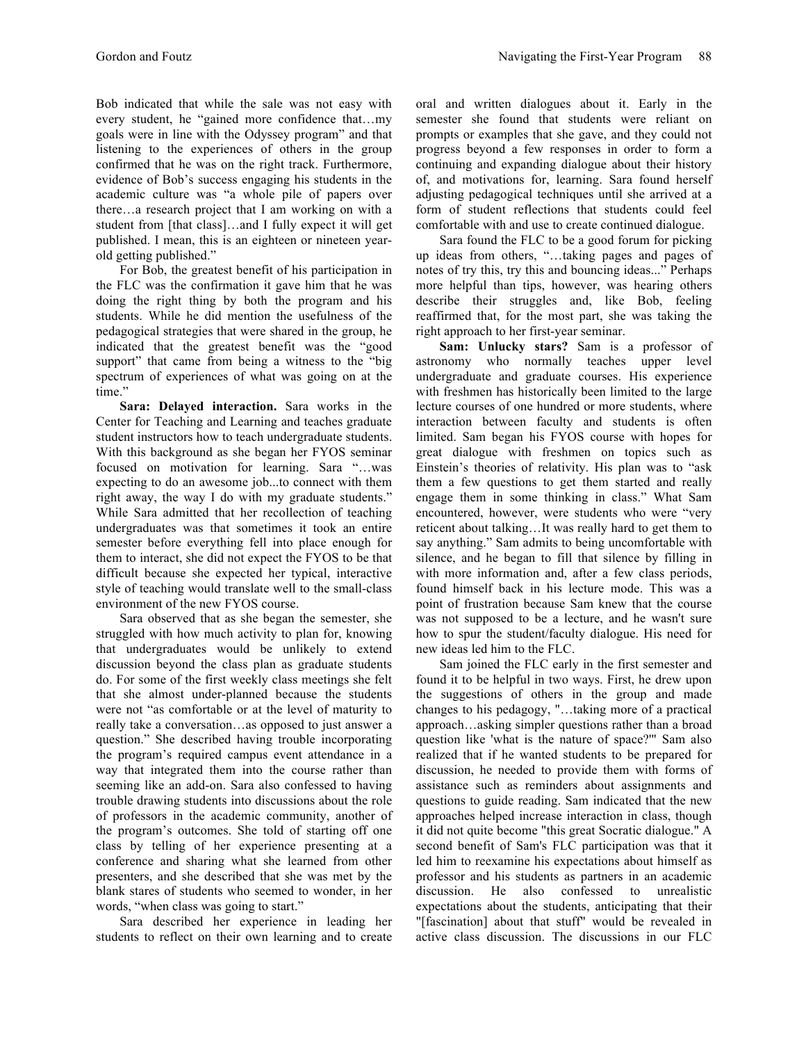Bob indicated that while the sale was not easy with every student, he "gained more confidence that…my goals were in line with the Odyssey program" and that listening to the experiences of others in the group confirmed that he was on the right track. Furthermore, evidence of Bob's success engaging his students in the academic culture was "a whole pile of papers over there…a research project that I am working on with a student from [that class]…and I fully expect it will get published. I mean, this is an eighteen or nineteen year-old getting published."

For Bob, the greatest benefit of his participation in the FLC was the confirmation it gave him that he was doing the right thing by both the program and his students. While he did mention the usefulness of the pedagogical strategies that were shared in the group, he indicated that the greatest benefit was the "good support" that came from being a witness to the "big spectrum of experiences of what was going on at the time."

**Sara: Delayed interaction.** Sara works in the Center for Teaching and Learning and teaches graduate student instructors how to teach undergraduate students. With this background as she began her FYOS seminar focused on motivation for learning. Sara "…was expecting to do an awesome job...to connect with them right away, the way I do with my graduate students." While Sara admitted that her recollection of teaching undergraduates was that sometimes it took an entire semester before everything fell into place enough for them to interact, she did not expect the FYOS to be that difficult because she expected her typical, interactive style of teaching would translate well to the small-class environment of the new FYOS course.

Sara observed that as she began the semester, she struggled with how much activity to plan for, knowing that undergraduates would be unlikely to extend discussion beyond the class plan as graduate students do. For some of the first weekly class meetings she felt that she almost under-planned because the students were not "as comfortable or at the level of maturity to really take a conversation…as opposed to just answer a question." She described having trouble incorporating the program's required campus event attendance in a way that integrated them into the course rather than seeming like an add-on. Sara also confessed to having trouble drawing students into discussions about the role of professors in the academic community, another of the program's outcomes. She told of starting off one class by telling of her experience presenting at a conference and sharing what she learned from other presenters, and she described that she was met by the blank stares of students who seemed to wonder, in her words, "when class was going to start."

Sara described her experience in leading her students to reflect on their own learning and to create oral and written dialogues about it. Early in the semester she found that students were reliant on prompts or examples that she gave, and they could not progress beyond a few responses in order to form a continuing and expanding dialogue about their history of, and motivations for, learning. Sara found herself adjusting pedagogical techniques until she arrived at a form of student reflections that students could feel comfortable with and use to create continued dialogue.

Sara found the FLC to be a good forum for picking up ideas from others, "…taking pages and pages of notes of try this, try this and bouncing ideas..." Perhaps more helpful than tips, however, was hearing others describe their struggles and, like Bob, feeling reaffirmed that, for the most part, she was taking the right approach to her first-year seminar.

**Sam: Unlucky stars?** Sam is a professor of astronomy who normally teaches upper level undergraduate and graduate courses. His experience with freshmen has historically been limited to the large lecture courses of one hundred or more students, where interaction between faculty and students is often limited. Sam began his FYOS course with hopes for great dialogue with freshmen on topics such as Einstein's theories of relativity. His plan was to "ask them a few questions to get them started and really engage them in some thinking in class." What Sam encountered, however, were students who were "very reticent about talking…It was really hard to get them to say anything." Sam admits to being uncomfortable with silence, and he began to fill that silence by filling in with more information and, after a few class periods, found himself back in his lecture mode. This was a point of frustration because Sam knew that the course was not supposed to be a lecture, and he wasn't sure how to spur the student/faculty dialogue. His need for new ideas led him to the FLC.

Sam joined the FLC early in the first semester and found it to be helpful in two ways. First, he drew upon the suggestions of others in the group and made changes to his pedagogy, "…taking more of a practical approach…asking simpler questions rather than a broad question like 'what is the nature of space?'" Sam also realized that if he wanted students to be prepared for discussion, he needed to provide them with forms of assistance such as reminders about assignments and questions to guide reading. Sam indicated that the new approaches helped increase interaction in class, though it did not quite become "this great Socratic dialogue." A second benefit of Sam's FLC participation was that it led him to reexamine his expectations about himself as professor and his students as partners in an academic discussion. He also confessed to unrealistic expectations about the students, anticipating that their "[fascination] about that stuff" would be revealed in active class discussion. The discussions in our FLC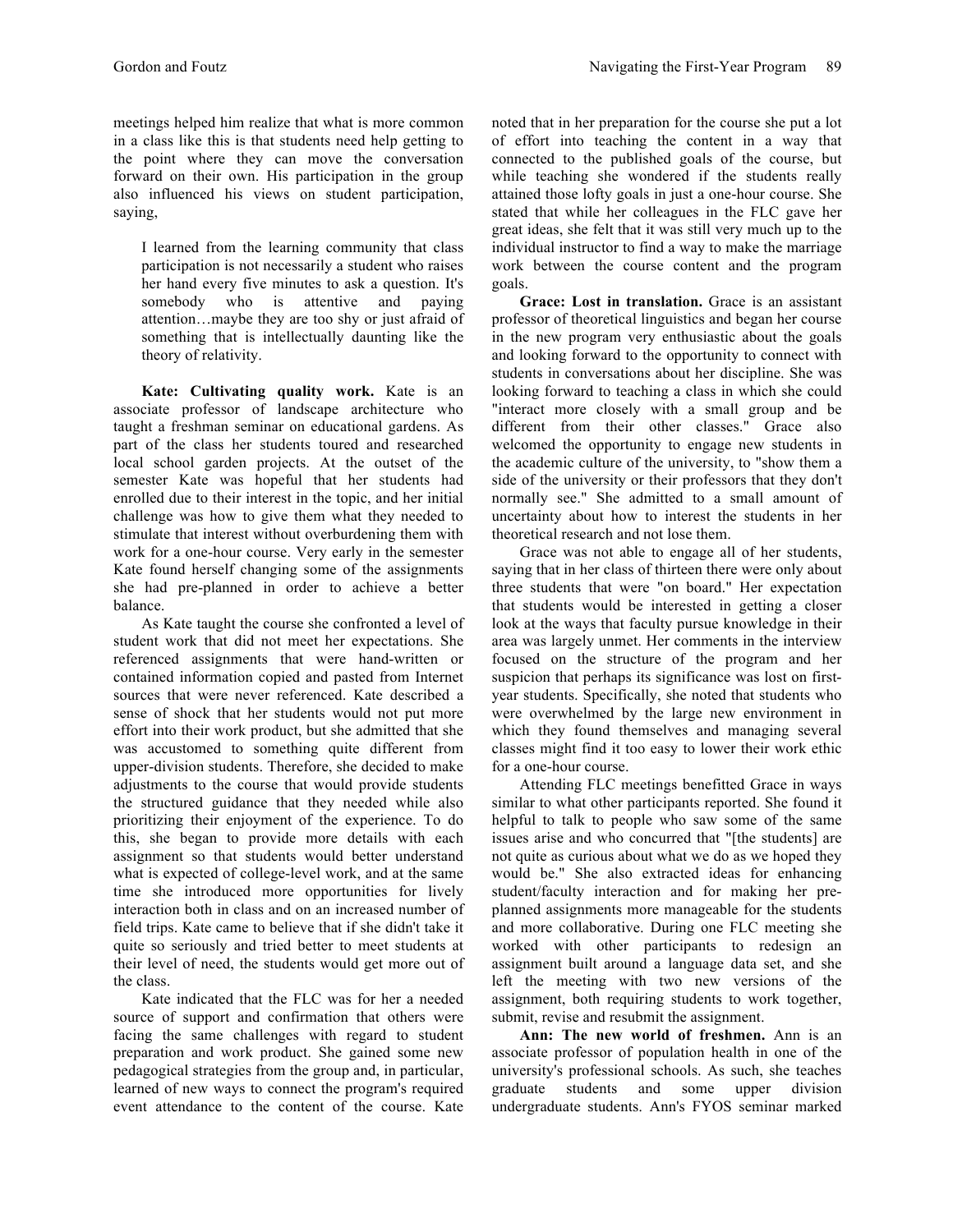meetings helped him realize that what is more common in a class like this is that students need help getting to the point where they can move the conversation forward on their own. His participation in the group also influenced his views on student participation, saying,

> I learned from the learning community that class participation is not necessarily a student who raises her hand every five minutes to ask a question. It's somebody who is attentive and paying attention…maybe they are too shy or just afraid of something that is intellectually daunting like the theory of relativity.

**Kate: Cultivating quality work.** Kate is an associate professor of landscape architecture who taught a freshman seminar on educational gardens. As part of the class her students toured and researched local school garden projects. At the outset of the semester Kate was hopeful that her students had enrolled due to their interest in the topic, and her initial challenge was how to give them what they needed to stimulate that interest without overburdening them with work for a one-hour course. Very early in the semester Kate found herself changing some of the assignments she had pre-planned in order to achieve a better balance.

As Kate taught the course she confronted a level of student work that did not meet her expectations. She referenced assignments that were hand-written or contained information copied and pasted from Internet sources that were never referenced. Kate described a sense of shock that her students would not put more effort into their work product, but she admitted that she was accustomed to something quite different from upper-division students. Therefore, she decided to make adjustments to the course that would provide students the structured guidance that they needed while also prioritizing their enjoyment of the experience. To do this, she began to provide more details with each assignment so that students would better understand what is expected of college-level work, and at the same time she introduced more opportunities for lively interaction both in class and on an increased number of field trips. Kate came to believe that if she didn't take it quite so seriously and tried better to meet students at their level of need, the students would get more out of the class.

Kate indicated that the FLC was for her a needed source of support and confirmation that others were facing the same challenges with regard to student preparation and work product. She gained some new pedagogical strategies from the group and, in particular, learned of new ways to connect the program's required event attendance to the content of the course. Kate noted that in her preparation for the course she put a lot of effort into teaching the content in a way that connected to the published goals of the course, but while teaching she wondered if the students really attained those lofty goals in just a one-hour course. She stated that while her colleagues in the FLC gave her great ideas, she felt that it was still very much up to the individual instructor to find a way to make the marriage work between the course content and the program goals.

**Grace: Lost in translation.** Grace is an assistant professor of theoretical linguistics and began her course in the new program very enthusiastic about the goals and looking forward to the opportunity to connect with students in conversations about her discipline. She was looking forward to teaching a class in which she could "interact more closely with a small group and be different from their other classes." Grace also welcomed the opportunity to engage new students in the academic culture of the university, to "show them a side of the university or their professors that they don't normally see." She admitted to a small amount of uncertainty about how to interest the students in her theoretical research and not lose them.

Grace was not able to engage all of her students, saying that in her class of thirteen there were only about three students that were "on board." Her expectation that students would be interested in getting a closer look at the ways that faculty pursue knowledge in their area was largely unmet. Her comments in the interview focused on the structure of the program and her suspicion that perhaps its significance was lost on first-year students. Specifically, she noted that students who were overwhelmed by the large new environment in which they found themselves and managing several classes might find it too easy to lower their work ethic for a one-hour course.

Attending FLC meetings benefitted Grace in ways similar to what other participants reported. She found it helpful to talk to people who saw some of the same issues arise and who concurred that "[the students] are not quite as curious about what we do as we hoped they would be." She also extracted ideas for enhancing student/faculty interaction and for making her pre-planned assignments more manageable for the students and more collaborative. During one FLC meeting she worked with other participants to redesign an assignment built around a language data set, and she left the meeting with two new versions of the assignment, both requiring students to work together, submit, revise and resubmit the assignment.

**Ann: The new world of freshmen.** Ann is an associate professor of population health in one of the university's professional schools. As such, she teaches graduate students and some upper division undergraduate students. Ann's FYOS seminar marked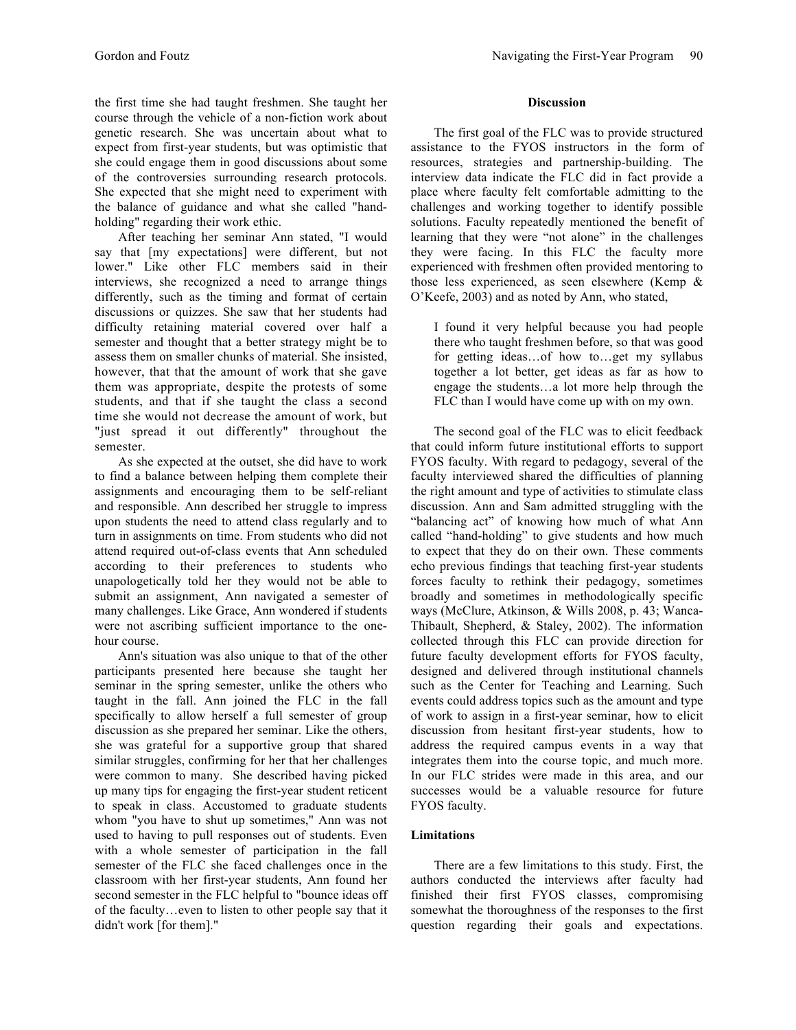the first time she had taught freshmen. She taught her course through the vehicle of a non-fiction work about genetic research. She was uncertain about what to expect from first-year students, but was optimistic that she could engage them in good discussions about some of the controversies surrounding research protocols. She expected that she might need to experiment with the balance of guidance and what she called "hand-holding" regarding their work ethic.

After teaching her seminar Ann stated, "I would say that [my expectations] were different, but not lower." Like other FLC members said in their interviews, she recognized a need to arrange things differently, such as the timing and format of certain discussions or quizzes. She saw that her students had difficulty retaining material covered over half a semester and thought that a better strategy might be to assess them on smaller chunks of material. She insisted, however, that that the amount of work that she gave them was appropriate, despite the protests of some students, and that if she taught the class a second time she would not decrease the amount of work, but "just spread it out differently" throughout the semester.

As she expected at the outset, she did have to work to find a balance between helping them complete their assignments and encouraging them to be self-reliant and responsible. Ann described her struggle to impress upon students the need to attend class regularly and to turn in assignments on time. From students who did not attend required out-of-class events that Ann scheduled according to their preferences to students who unapologetically told her they would not be able to submit an assignment, Ann navigated a semester of many challenges. Like Grace, Ann wondered if students were not ascribing sufficient importance to the one-hour course.

Ann's situation was also unique to that of the other participants presented here because she taught her seminar in the spring semester, unlike the others who taught in the fall. Ann joined the FLC in the fall specifically to allow herself a full semester of group discussion as she prepared her seminar. Like the others, she was grateful for a supportive group that shared similar struggles, confirming for her that her challenges were common to many. She described having picked up many tips for engaging the first-year student reticent to speak in class. Accustomed to graduate students whom "you have to shut up sometimes," Ann was not used to having to pull responses out of students. Even with a whole semester of participation in the fall semester of the FLC she faced challenges once in the classroom with her first-year students, Ann found her second semester in the FLC helpful to "bounce ideas off of the faculty…even to listen to other people say that it didn't work [for them]."

## Discussion

The first goal of the FLC was to provide structured assistance to the FYOS instructors in the form of resources, strategies and partnership-building. The interview data indicate the FLC did in fact provide a place where faculty felt comfortable admitting to the challenges and working together to identify possible solutions. Faculty repeatedly mentioned the benefit of learning that they were "not alone" in the challenges they were facing. In this FLC the faculty more experienced with freshmen often provided mentoring to those less experienced, as seen elsewhere (Kemp & O'Keefe, 2003) and as noted by Ann, who stated,

> I found it very helpful because you had people there who taught freshmen before, so that was good for getting ideas…of how to…get my syllabus together a lot better, get ideas as far as how to engage the students…a lot more help through the FLC than I would have come up with on my own.

The second goal of the FLC was to elicit feedback that could inform future institutional efforts to support FYOS faculty. With regard to pedagogy, several of the faculty interviewed shared the difficulties of planning the right amount and type of activities to stimulate class discussion. Ann and Sam admitted struggling with the "balancing act" of knowing how much of what Ann called "hand-holding" to give students and how much to expect that they do on their own. These comments echo previous findings that teaching first-year students forces faculty to rethink their pedagogy, sometimes broadly and sometimes in methodologically specific ways (McClure, Atkinson, & Wills 2008, p. 43; Wanca-Thibault, Shepherd, & Staley, 2002). The information collected through this FLC can provide direction for future faculty development efforts for FYOS faculty, designed and delivered through institutional channels such as the Center for Teaching and Learning. Such events could address topics such as the amount and type of work to assign in a first-year seminar, how to elicit discussion from hesitant first-year students, how to address the required campus events in a way that integrates them into the course topic, and much more. In our FLC strides were made in this area, and our successes would be a valuable resource for future FYOS faculty.

### Limitations

There are a few limitations to this study. First, the authors conducted the interviews after faculty had finished their first FYOS classes, compromising somewhat the thoroughness of the responses to the first question regarding their goals and expectations.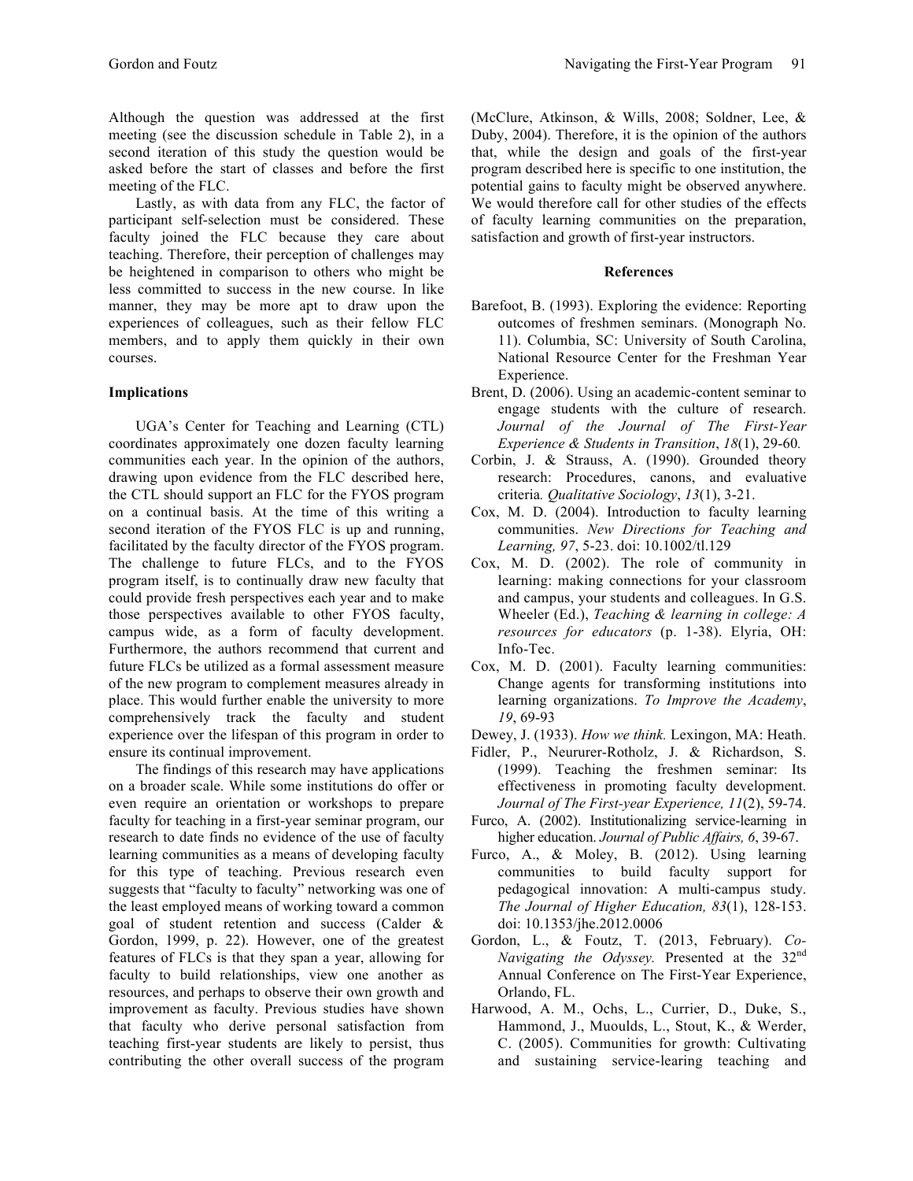Although the question was addressed at the first meeting (see the discussion schedule in Table 2), in a second iteration of this study the question would be asked before the start of classes and before the first meeting of the FLC.

Lastly, as with data from any FLC, the factor of participant self-selection must be considered. These faculty joined the FLC because they care about teaching. Therefore, their perception of challenges may be heightened in comparison to others who might be less committed to success in the new course. In like manner, they may be more apt to draw upon the experiences of colleagues, such as their fellow FLC members, and to apply them quickly in their own courses.

### Implications

UGA's Center for Teaching and Learning (CTL) coordinates approximately one dozen faculty learning communities each year. In the opinion of the authors, drawing upon evidence from the FLC described here, the CTL should support an FLC for the FYOS program on a continual basis. At the time of this writing a second iteration of the FYOS FLC is up and running, facilitated by the faculty director of the FYOS program. The challenge to future FLCs, and to the FYOS program itself, is to continually draw new faculty that could provide fresh perspectives each year and to make those perspectives available to other FYOS faculty, campus wide, as a form of faculty development. Furthermore, the authors recommend that current and future FLCs be utilized as a formal assessment measure of the new program to complement measures already in place. This would further enable the university to more comprehensively track the faculty and student experience over the lifespan of this program in order to ensure its continual improvement.

The findings of this research may have applications on a broader scale. While some institutions do offer or even require an orientation or workshops to prepare faculty for teaching in a first-year seminar program, our research to date finds no evidence of the use of faculty learning communities as a means of developing faculty for this type of teaching. Previous research even suggests that "faculty to faculty" networking was one of the least employed means of working toward a common goal of student retention and success (Calder & Gordon, 1999, p. 22). However, one of the greatest features of FLCs is that they span a year, allowing for faculty to build relationships, view one another as resources, and perhaps to observe their own growth and improvement as faculty. Previous studies have shown that faculty who derive personal satisfaction from teaching first-year students are likely to persist, thus contributing the other overall success of the program (McClure, Atkinson, & Wills, 2008; Soldner, Lee, & Duby, 2004). Therefore, it is the opinion of the authors that, while the design and goals of the first-year program described here is specific to one institution, the potential gains to faculty might be observed anywhere. We would therefore call for other studies of the effects of faculty learning communities on the preparation, satisfaction and growth of first-year instructors.

### References

Barefoot, B. (1993). Exploring the evidence: Reporting outcomes of freshmen seminars. (Monograph No. 11). Columbia, SC: University of South Carolina, National Resource Center for the Freshman Year Experience.

Brent, D. (2006). Using an academic-content seminar to engage students with the culture of research. *Journal of the Journal of The First-Year Experience & Students in Transition*, *18*(1), 29-60.

Corbin, J. & Strauss, A. (1990). Grounded theory research: Procedures, canons, and evaluative criteria. *Qualitative Sociology*, *13*(1), 3-21.

Cox, M. D. (2004). Introduction to faculty learning communities. *New Directions for Teaching and Learning, 97*, 5-23. doi: 10.1002/tl.129

Cox, M. D. (2002). The role of community in learning: making connections for your classroom and campus, your students and colleagues. In G.S. Wheeler (Ed.), *Teaching & learning in college: A resources for educators* (p. 1-38). Elyria, OH: Info-Tec.

Cox, M. D. (2001). Faculty learning communities: Change agents for transforming institutions into learning organizations. *To Improve the Academy*, *19*, 69-93

Dewey, J. (1933). *How we think.* Lexington, MA: Heath.

Fidler, P., Neururer-Rotholz, J. & Richardson, S. (1999). Teaching the freshmen seminar: Its effectiveness in promoting faculty development. *Journal of The First-year Experience, 11*(2), 59-74.

Furco, A. (2002). Institutionalizing service-learning in higher education. *Journal of Public Affairs, 6*, 39-67.

Furco, A., & Moley, B. (2012). Using learning communities to build faculty support for pedagogical innovation: A multi-campus study. *The Journal of Higher Education, 83*(1), 128-153. doi: 10.1353/jhe.2012.0006

Gordon, L., & Foutz, T. (2013, February). *Co-Navigating the Odyssey.* Presented at the 32nd Annual Conference on The First-Year Experience, Orlando, FL.

Harwood, A. M., Ochs, L., Currier, D., Duke, S., Hammond, J., Muoulds, L., Stout, K., & Werder, C. (2005). Communities for growth: Cultivating and sustaining service-learing teaching and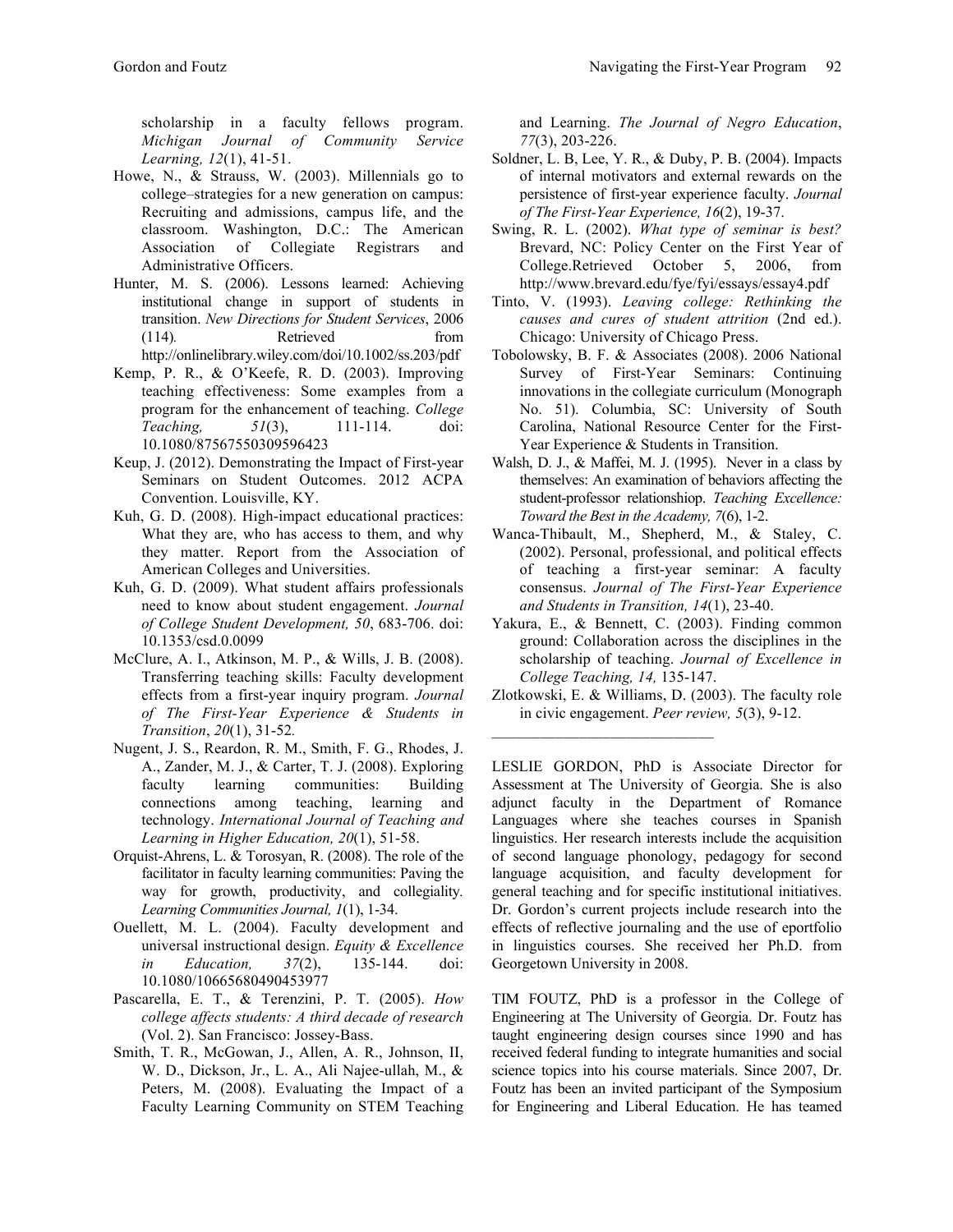scholarship in a faculty fellows program. *Michigan Journal of Community Service Learning, 12*(1), 41-51.

Howe, N., & Strauss, W. (2003). Millennials go to college–strategies for a new generation on campus: Recruiting and admissions, campus life, and the classroom. Washington, D.C.: The American Association of Collegiate Registrars and Administrative Officers.

Hunter, M. S. (2006). Lessons learned: Achieving institutional change in support of students in transition. *New Directions for Student Services*, 2006 (114)*.* Retrieved from http://onlinelibrary.wiley.com/doi/10.1002/ss.203/pdf

Kemp, P. R., & O'Keefe, R. D. (2003). Improving teaching effectiveness: Some examples from a program for the enhancement of teaching. *College Teaching, 51*(3), 111-114. doi: 10.1080/87567550309596423

Keup, J. (2012). Demonstrating the Impact of First-year Seminars on Student Outcomes. 2012 ACPA Convention. Louisville, KY.

Kuh, G. D. (2008). High-impact educational practices: What they are, who has access to them, and why they matter. Report from the Association of American Colleges and Universities.

Kuh, G. D. (2009). What student affairs professionals need to know about student engagement. *Journal of College Student Development, 50*, 683-706. doi: 10.1353/csd.0.0099

McClure, A. I., Atkinson, M. P., & Wills, J. B. (2008). Transferring teaching skills: Faculty development effects from a first-year inquiry program. *Journal of The First-Year Experience & Students in Transition*, *20*(1), 31-52*.*

Nugent, J. S., Reardon, R. M., Smith, F. G., Rhodes, J. A., Zander, M. J., & Carter, T. J. (2008). Exploring faculty learning communities: Building connections among teaching, learning and technology. *International Journal of Teaching and Learning in Higher Education, 20*(1), 51-58.

Orquist-Ahrens, L. & Torosyan, R. (2008). The role of the facilitator in faculty learning communities: Paving the way for growth, productivity, and collegiality*. Learning Communities Journal, 1*(1), 1-34.

Ouellett, M. L. (2004). Faculty development and universal instructional design. *Equity & Excellence in Education, 37*(2), 135-144. doi: 10.1080/10665680490453977

Pascarella, E. T., & Terenzini, P. T. (2005). *How college affects students: A third decade of research* (Vol. 2). San Francisco: Jossey-Bass.

Smith, T. R., McGowan, J., Allen, A. R., Johnson, II, W. D., Dickson, Jr., L. A., Ali Najee-ullah, M., & Peters, M. (2008). Evaluating the Impact of a Faculty Learning Community on STEM Teaching and Learning. *The Journal of Negro Education*, *77*(3), 203-226.

Soldner, L. B, Lee, Y. R., & Duby, P. B. (2004). Impacts of internal motivators and external rewards on the persistence of first-year experience faculty. *Journal of The First-Year Experience, 16*(2), 19-37.

Swing, R. L. (2002). *What type of seminar is best?* Brevard, NC: Policy Center on the First Year of College.Retrieved October 5, 2006, from http://www.brevard.edu/fye/fyi/essays/essay4.pdf

Tinto, V. (1993). *Leaving college: Rethinking the causes and cures of student attrition* (2nd ed.). Chicago: University of Chicago Press.

Tobolowsky, B. F. & Associates (2008). 2006 National Survey of First-Year Seminars: Continuing innovations in the collegiate curriculum (Monograph No. 51). Columbia, SC: University of South Carolina, National Resource Center for the First-Year Experience & Students in Transition.

Walsh, D. J., & Maffei, M. J. (1995). Never in a class by themselves: An examination of behaviors affecting the student-professor relationshiop. *Teaching Excellence: Toward the Best in the Academy, 7*(6), 1-2.

Wanca-Thibault, M., Shepherd, M., & Staley, C. (2002). Personal, professional, and political effects of teaching a first-year seminar: A faculty consensus. *Journal of The First-Year Experience and Students in Transition, 14*(1), 23-40.

Yakura, E., & Bennett, C. (2003). Finding common ground: Collaboration across the disciplines in the scholarship of teaching. *Journal of Excellence in College Teaching, 14,* 135-147.

Zlotkowski, E. & Williams, D. (2003). The faculty role in civic engagement. *Peer review, 5*(3), 9-12.

---

LESLIE GORDON, PhD is Associate Director for Assessment at The University of Georgia. She is also adjunct faculty in the Department of Romance Languages where she teaches courses in Spanish linguistics. Her research interests include the acquisition of second language phonology, pedagogy for second language acquisition, and faculty development for general teaching and for specific institutional initiatives. Dr. Gordon's current projects include research into the effects of reflective journaling and the use of eportfolio in linguistics courses. She received her Ph.D. from Georgetown University in 2008.

TIM FOUTZ, PhD is a professor in the College of Engineering at The University of Georgia. Dr. Foutz has taught engineering design courses since 1990 and has received federal funding to integrate humanities and social science topics into his course materials. Since 2007, Dr. Foutz has been an invited participant of the Symposium for Engineering and Liberal Education. He has teamed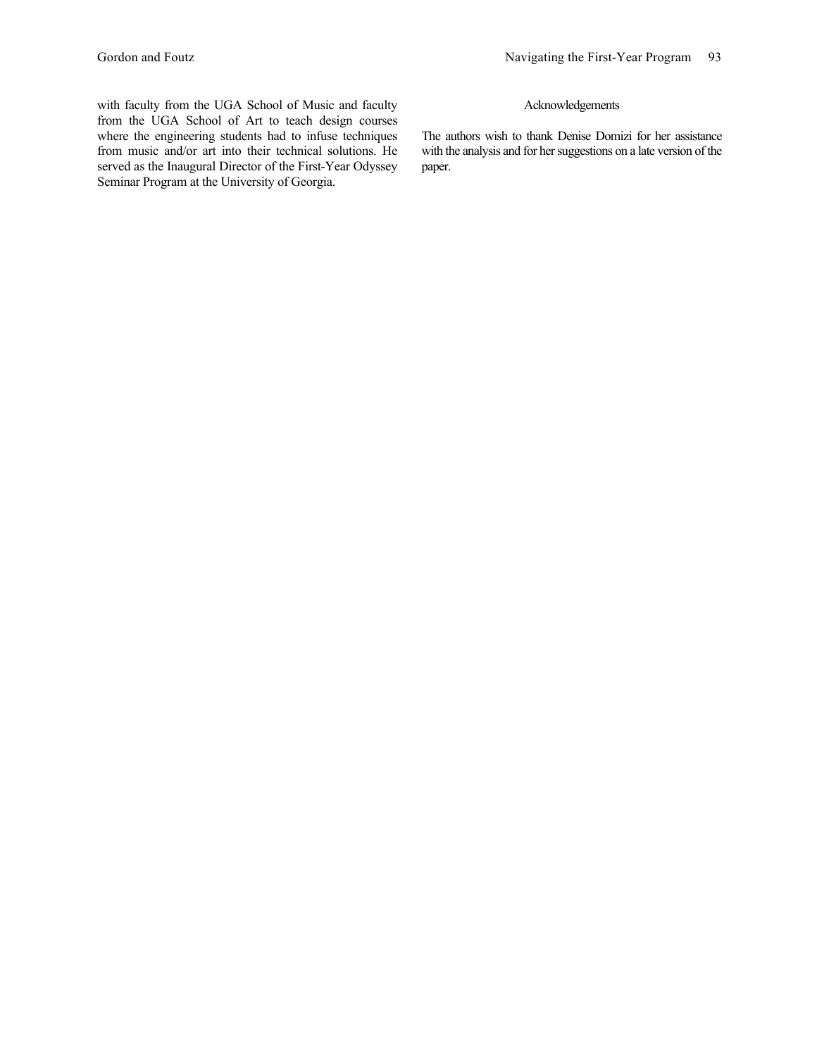with faculty from the UGA School of Music and faculty from the UGA School of Art to teach design courses where the engineering students had to infuse techniques from music and/or art into their technical solutions. He served as the Inaugural Director of the First-Year Odyssey Seminar Program at the University of Georgia.

## Acknowledgements

The authors wish to thank Denise Domizi for her assistance with the analysis and for her suggestions on a late version of the paper.